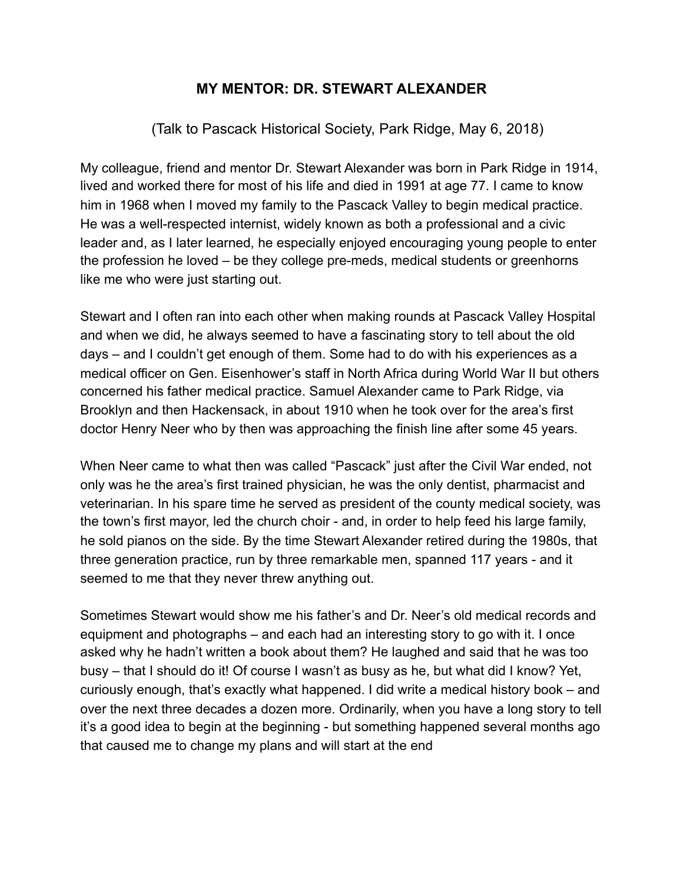# MY MENTOR: DR. STEWART ALEXANDER

(Talk to Pascack Historical Society, Park Ridge, May 6, 2018)

My colleague, friend and mentor Dr. Stewart Alexander was born in Park Ridge in 1914, lived and worked there for most of his life and died in 1991 at age 77. I came to know him in 1968 when I moved my family to the Pascack Valley to begin medical practice. He was a well-respected internist, widely known as both a professional and a civic leader and, as I later learned, he especially enjoyed encouraging young people to enter the profession he loved – be they college pre-meds, medical students or greenhorns like me who were just starting out.

Stewart and I often ran into each other when making rounds at Pascack Valley Hospital and when we did, he always seemed to have a fascinating story to tell about the old days – and I couldn't get enough of them. Some had to do with his experiences as a medical officer on Gen. Eisenhower's staff in North Africa during World War II but others concerned his father medical practice. Samuel Alexander came to Park Ridge, via Brooklyn and then Hackensack, in about 1910 when he took over for the area's first doctor Henry Neer who by then was approaching the finish line after some 45 years.

When Neer came to what then was called "Pascack" just after the Civil War ended, not only was he the area's first trained physician, he was the only dentist, pharmacist and veterinarian. In his spare time he served as president of the county medical society, was the town's first mayor, led the church choir - and, in order to help feed his large family, he sold pianos on the side. By the time Stewart Alexander retired during the 1980s, that three generation practice, run by three remarkable men, spanned 117 years - and it seemed to me that they never threw anything out.

Sometimes Stewart would show me his father's and Dr. Neer's old medical records and equipment and photographs – and each had an interesting story to go with it. I once asked why he hadn't written a book about them? He laughed and said that he was too busy – that I should do it! Of course I wasn't as busy as he, but what did I know? Yet, curiously enough, that's exactly what happened. I did write a medical history book – and over the next three decades a dozen more. Ordinarily, when you have a long story to tell it's a good idea to begin at the beginning - but something happened several months ago that caused me to change my plans and will start at the end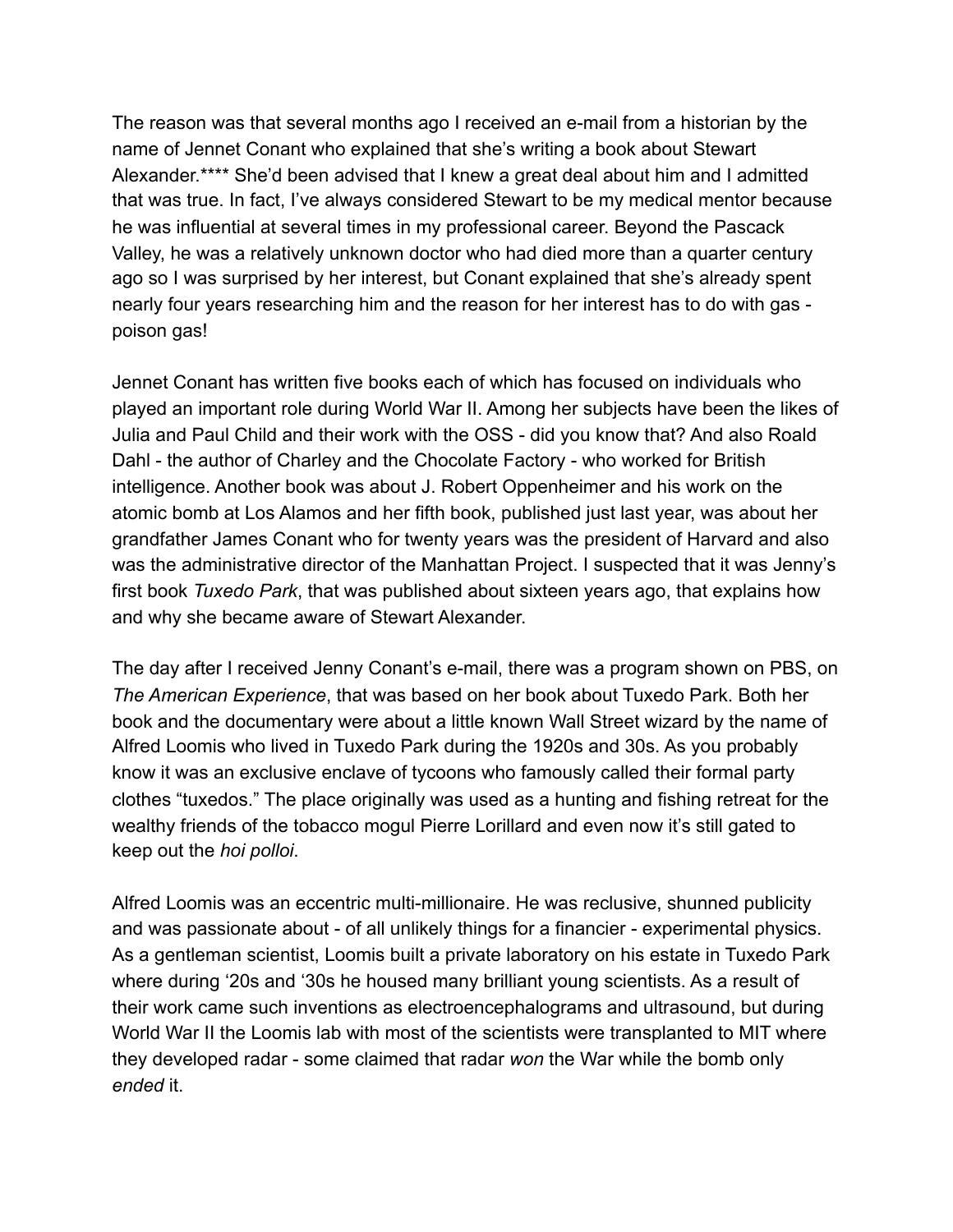The reason was that several months ago I received an e-mail from a historian by the name of Jennet Conant who explained that she's writing a book about Stewart Alexander.**** She'd been advised that I knew a great deal about him and I admitted that was true. In fact, I've always considered Stewart to be my medical mentor because he was influential at several times in my professional career. Beyond the Pascack Valley, he was a relatively unknown doctor who had died more than a quarter century ago so I was surprised by her interest, but Conant explained that she's already spent nearly four years researching him and the reason for her interest has to do with gas - poison gas!

Jennet Conant has written five books each of which has focused on individuals who played an important role during World War II. Among her subjects have been the likes of Julia and Paul Child and their work with the OSS - did you know that? And also Roald Dahl - the author of Charley and the Chocolate Factory - who worked for British intelligence. Another book was about J. Robert Oppenheimer and his work on the atomic bomb at Los Alamos and her fifth book, published just last year, was about her grandfather James Conant who for twenty years was the president of Harvard and also was the administrative director of the Manhattan Project. I suspected that it was Jenny's first book *Tuxedo Park*, that was published about sixteen years ago, that explains how and why she became aware of Stewart Alexander.

The day after I received Jenny Conant's e-mail, there was a program shown on PBS, on *The American Experience*, that was based on her book about Tuxedo Park. Both her book and the documentary were about a little known Wall Street wizard by the name of Alfred Loomis who lived in Tuxedo Park during the 1920s and 30s. As you probably know it was an exclusive enclave of tycoons who famously called their formal party clothes "tuxedos." The place originally was used as a hunting and fishing retreat for the wealthy friends of the tobacco mogul Pierre Lorillard and even now it's still gated to keep out the *hoi polloi*.

Alfred Loomis was an eccentric multi-millionaire. He was reclusive, shunned publicity and was passionate about - of all unlikely things for a financier - experimental physics. As a gentleman scientist, Loomis built a private laboratory on his estate in Tuxedo Park where during '20s and '30s he housed many brilliant young scientists. As a result of their work came such inventions as electroencephalograms and ultrasound, but during World War II the Loomis lab with most of the scientists were transplanted to MIT where they developed radar - some claimed that radar *won* the War while the bomb only *ended* it.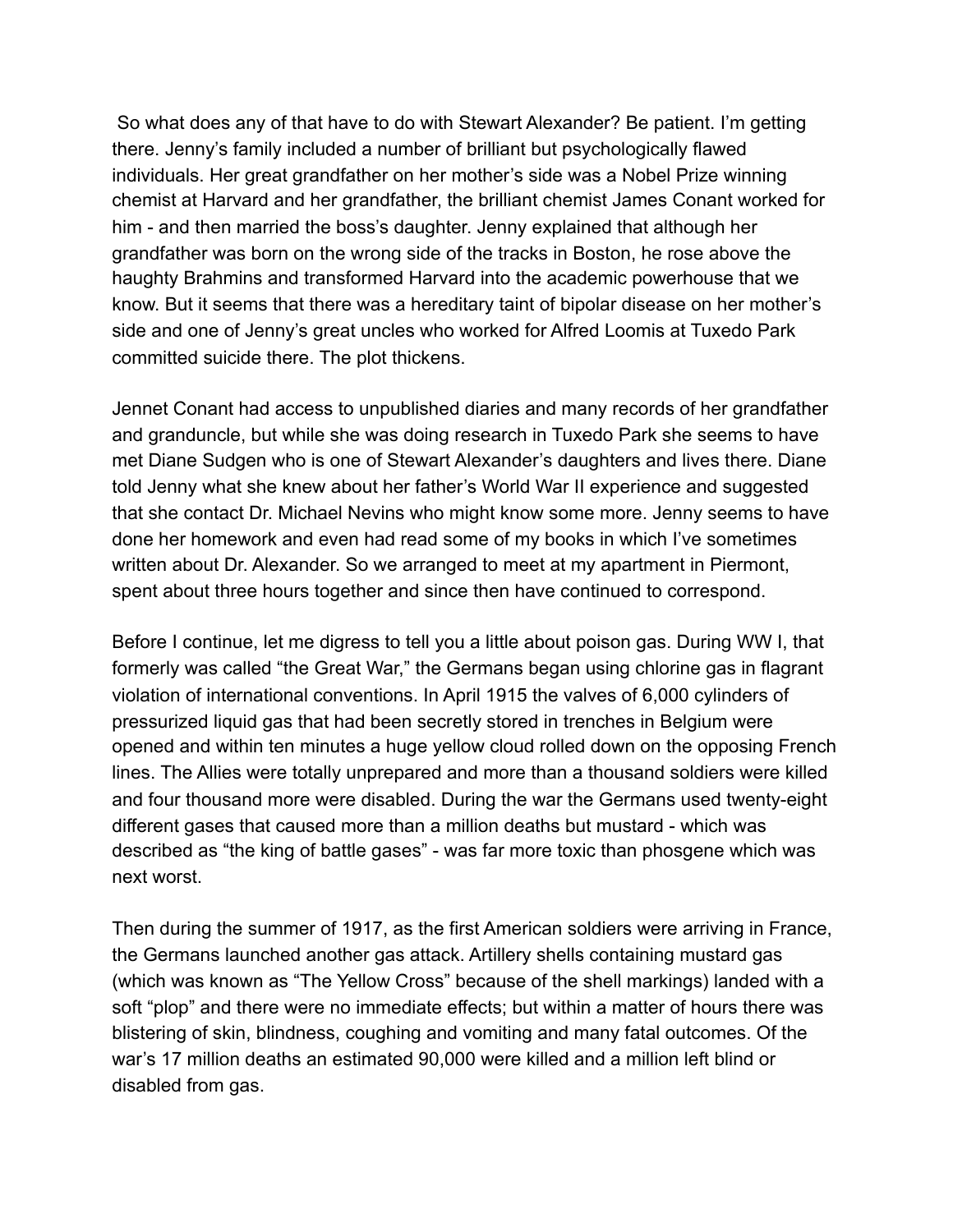So what does any of that have to do with Stewart Alexander? Be patient. I'm getting there. Jenny's family included a number of brilliant but psychologically flawed individuals. Her great grandfather on her mother's side was a Nobel Prize winning chemist at Harvard and her grandfather, the brilliant chemist James Conant worked for him - and then married the boss's daughter. Jenny explained that although her grandfather was born on the wrong side of the tracks in Boston, he rose above the haughty Brahmins and transformed Harvard into the academic powerhouse that we know. But it seems that there was a hereditary taint of bipolar disease on her mother's side and one of Jenny's great uncles who worked for Alfred Loomis at Tuxedo Park committed suicide there. The plot thickens.

Jennet Conant had access to unpublished diaries and many records of her grandfather and granduncle, but while she was doing research in Tuxedo Park she seems to have met Diane Sudgen who is one of Stewart Alexander's daughters and lives there. Diane told Jenny what she knew about her father's World War II experience and suggested that she contact Dr. Michael Nevins who might know some more. Jenny seems to have done her homework and even had read some of my books in which I've sometimes written about Dr. Alexander. So we arranged to meet at my apartment in Piermont, spent about three hours together and since then have continued to correspond.

Before I continue, let me digress to tell you a little about poison gas. During WW I, that formerly was called "the Great War," the Germans began using chlorine gas in flagrant violation of international conventions. In April 1915 the valves of 6,000 cylinders of pressurized liquid gas that had been secretly stored in trenches in Belgium were opened and within ten minutes a huge yellow cloud rolled down on the opposing French lines. The Allies were totally unprepared and more than a thousand soldiers were killed and four thousand more were disabled. During the war the Germans used twenty-eight different gases that caused more than a million deaths but mustard - which was described as "the king of battle gases" - was far more toxic than phosgene which was next worst.

Then during the summer of 1917, as the first American soldiers were arriving in France, the Germans launched another gas attack. Artillery shells containing mustard gas (which was known as "The Yellow Cross" because of the shell markings) landed with a soft "plop" and there were no immediate effects; but within a matter of hours there was blistering of skin, blindness, coughing and vomiting and many fatal outcomes. Of the war's 17 million deaths an estimated 90,000 were killed and a million left blind or disabled from gas.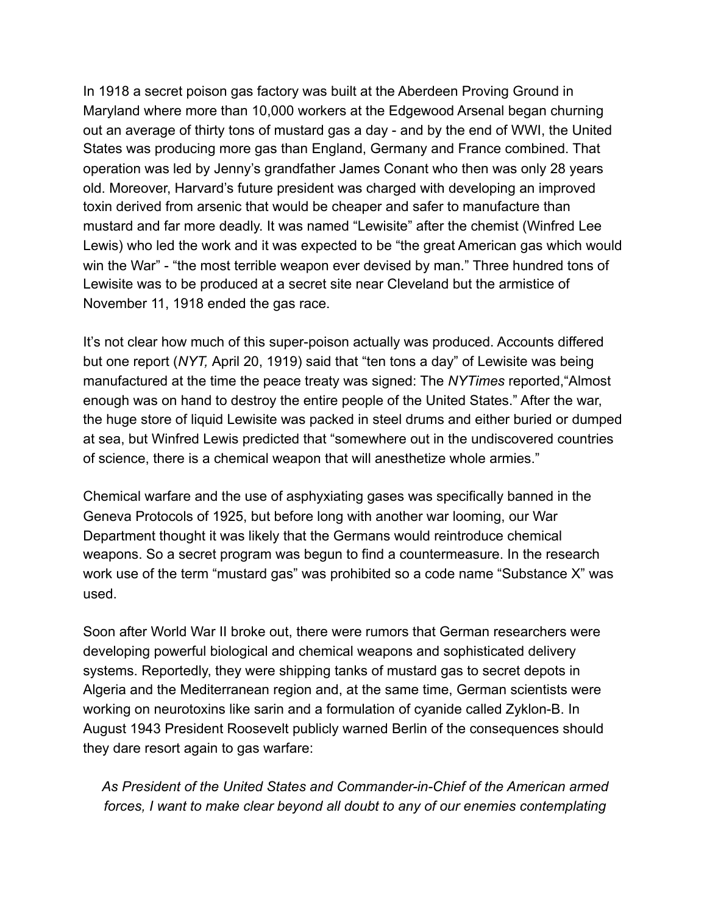In 1918 a secret poison gas factory was built at the Aberdeen Proving Ground in Maryland where more than 10,000 workers at the Edgewood Arsenal began churning out an average of thirty tons of mustard gas a day - and by the end of WWI, the United States was producing more gas than England, Germany and France combined. That operation was led by Jenny's grandfather James Conant who then was only 28 years old. Moreover, Harvard's future president was charged with developing an improved toxin derived from arsenic that would be cheaper and safer to manufacture than mustard and far more deadly. It was named "Lewisite" after the chemist (Winfred Lee Lewis) who led the work and it was expected to be "the great American gas which would win the War" - "the most terrible weapon ever devised by man." Three hundred tons of Lewisite was to be produced at a secret site near Cleveland but the armistice of November 11, 1918 ended the gas race.

It's not clear how much of this super-poison actually was produced. Accounts differed but one report (*NYT,* April 20, 1919) said that "ten tons a day" of Lewisite was being manufactured at the time the peace treaty was signed: The *NYTimes* reported,"Almost enough was on hand to destroy the entire people of the United States." After the war, the huge store of liquid Lewisite was packed in steel drums and either buried or dumped at sea, but Winfred Lewis predicted that "somewhere out in the undiscovered countries of science, there is a chemical weapon that will anesthetize whole armies."

Chemical warfare and the use of asphyxiating gases was specifically banned in the Geneva Protocols of 1925, but before long with another war looming, our War Department thought it was likely that the Germans would reintroduce chemical weapons. So a secret program was begun to find a countermeasure. In the research work use of the term "mustard gas" was prohibited so a code name "Substance X" was used.

Soon after World War II broke out, there were rumors that German researchers were developing powerful biological and chemical weapons and sophisticated delivery systems. Reportedly, they were shipping tanks of mustard gas to secret depots in Algeria and the Mediterranean region and, at the same time, German scientists were working on neurotoxins like sarin and a formulation of cyanide called Zyklon-B. In August 1943 President Roosevelt publicly warned Berlin of the consequences should they dare resort again to gas warfare:

> *As President of the United States and Commander-in-Chief of the American armed forces, I want to make clear beyond all doubt to any of our enemies contemplating*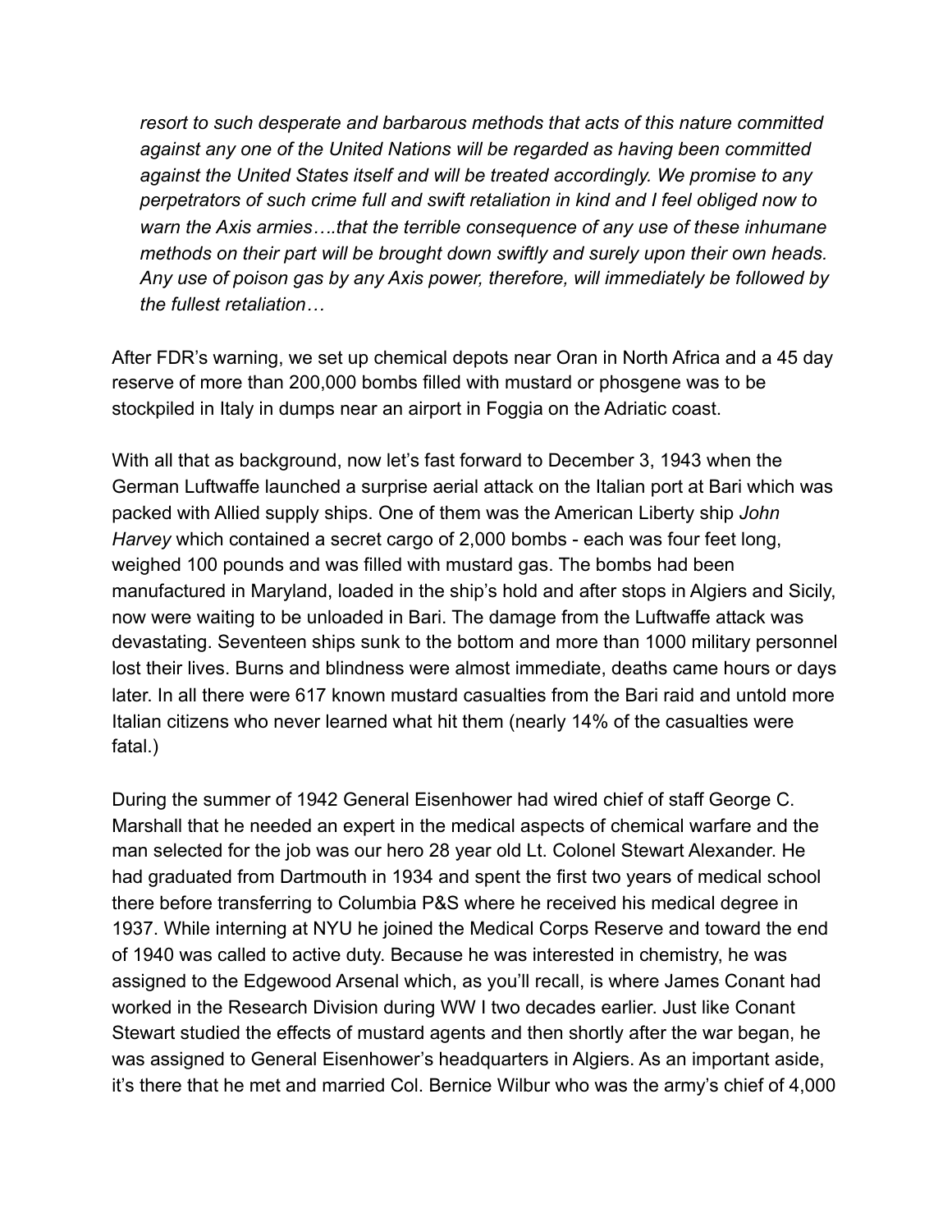*resort to such desperate and barbarous methods that acts of this nature committed against any one of the United Nations will be regarded as having been committed against the United States itself and will be treated accordingly. We promise to any perpetrators of such crime full and swift retaliation in kind and I feel obliged now to warn the Axis armies….that the terrible consequence of any use of these inhumane methods on their part will be brought down swiftly and surely upon their own heads. Any use of poison gas by any Axis power, therefore, will immediately be followed by the fullest retaliation…*

After FDR's warning, we set up chemical depots near Oran in North Africa and a 45 day reserve of more than 200,000 bombs filled with mustard or phosgene was to be stockpiled in Italy in dumps near an airport in Foggia on the Adriatic coast.

With all that as background, now let's fast forward to December 3, 1943 when the German Luftwaffe launched a surprise aerial attack on the Italian port at Bari which was packed with Allied supply ships. One of them was the American Liberty ship *John Harvey* which contained a secret cargo of 2,000 bombs - each was four feet long, weighed 100 pounds and was filled with mustard gas. The bombs had been manufactured in Maryland, loaded in the ship's hold and after stops in Algiers and Sicily, now were waiting to be unloaded in Bari. The damage from the Luftwaffe attack was devastating. Seventeen ships sunk to the bottom and more than 1000 military personnel lost their lives. Burns and blindness were almost immediate, deaths came hours or days later. In all there were 617 known mustard casualties from the Bari raid and untold more Italian citizens who never learned what hit them (nearly 14% of the casualties were fatal.)

During the summer of 1942 General Eisenhower had wired chief of staff George C. Marshall that he needed an expert in the medical aspects of chemical warfare and the man selected for the job was our hero 28 year old Lt. Colonel Stewart Alexander. He had graduated from Dartmouth in 1934 and spent the first two years of medical school there before transferring to Columbia P&S where he received his medical degree in 1937. While interning at NYU he joined the Medical Corps Reserve and toward the end of 1940 was called to active duty. Because he was interested in chemistry, he was assigned to the Edgewood Arsenal which, as you'll recall, is where James Conant had worked in the Research Division during WW I two decades earlier. Just like Conant Stewart studied the effects of mustard agents and then shortly after the war began, he was assigned to General Eisenhower's headquarters in Algiers. As an important aside, it's there that he met and married Col. Bernice Wilbur who was the army's chief of 4,000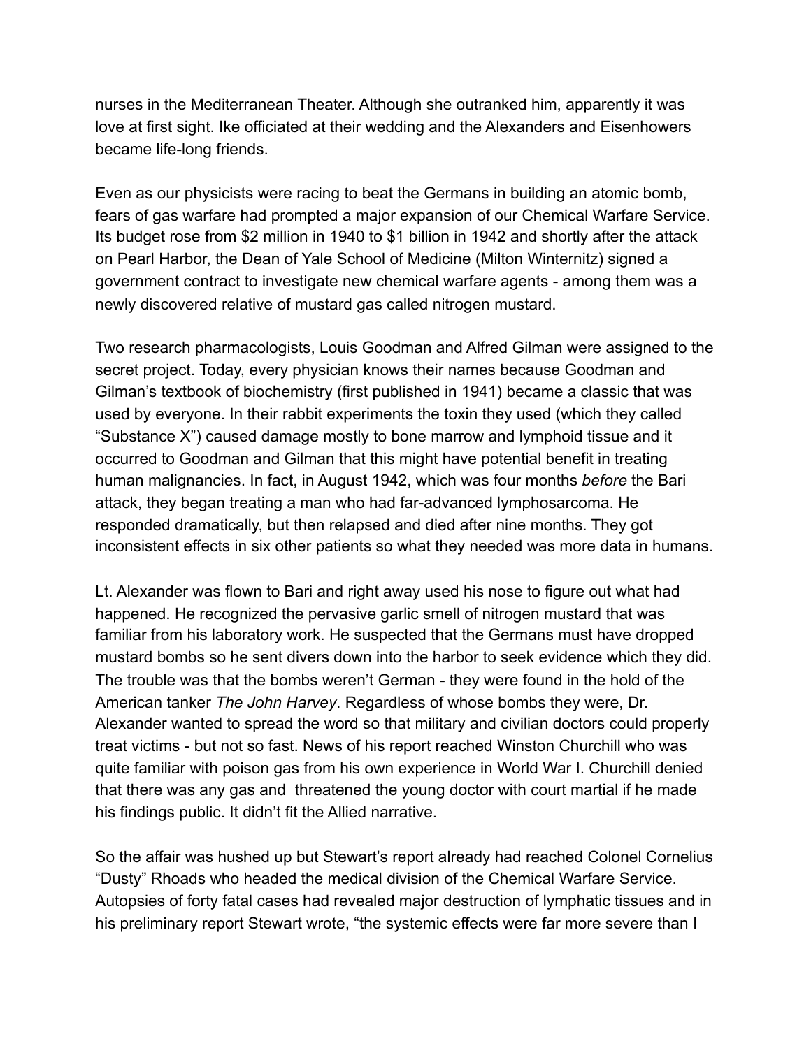nurses in the Mediterranean Theater. Although she outranked him, apparently it was love at first sight. Ike officiated at their wedding and the Alexanders and Eisenhowers became life-long friends.

Even as our physicists were racing to beat the Germans in building an atomic bomb, fears of gas warfare had prompted a major expansion of our Chemical Warfare Service. Its budget rose from $2 million in 1940 to $1 billion in 1942 and shortly after the attack on Pearl Harbor, the Dean of Yale School of Medicine (Milton Winternitz) signed a government contract to investigate new chemical warfare agents - among them was a newly discovered relative of mustard gas called nitrogen mustard.

Two research pharmacologists, Louis Goodman and Alfred Gilman were assigned to the secret project. Today, every physician knows their names because Goodman and Gilman's textbook of biochemistry (first published in 1941) became a classic that was used by everyone. In their rabbit experiments the toxin they used (which they called "Substance X") caused damage mostly to bone marrow and lymphoid tissue and it occurred to Goodman and Gilman that this might have potential benefit in treating human malignancies. In fact, in August 1942, which was four months *before* the Bari attack, they began treating a man who had far-advanced lymphosarcoma. He responded dramatically, but then relapsed and died after nine months. They got inconsistent effects in six other patients so what they needed was more data in humans.

Lt. Alexander was flown to Bari and right away used his nose to figure out what had happened. He recognized the pervasive garlic smell of nitrogen mustard that was familiar from his laboratory work. He suspected that the Germans must have dropped mustard bombs so he sent divers down into the harbor to seek evidence which they did. The trouble was that the bombs weren't German - they were found in the hold of the American tanker *The John Harvey*. Regardless of whose bombs they were, Dr. Alexander wanted to spread the word so that military and civilian doctors could properly treat victims - but not so fast. News of his report reached Winston Churchill who was quite familiar with poison gas from his own experience in World War I. Churchill denied that there was any gas and threatened the young doctor with court martial if he made his findings public. It didn't fit the Allied narrative.

So the affair was hushed up but Stewart's report already had reached Colonel Cornelius "Dusty" Rhoads who headed the medical division of the Chemical Warfare Service. Autopsies of forty fatal cases had revealed major destruction of lymphatic tissues and in his preliminary report Stewart wrote, "the systemic effects were far more severe than I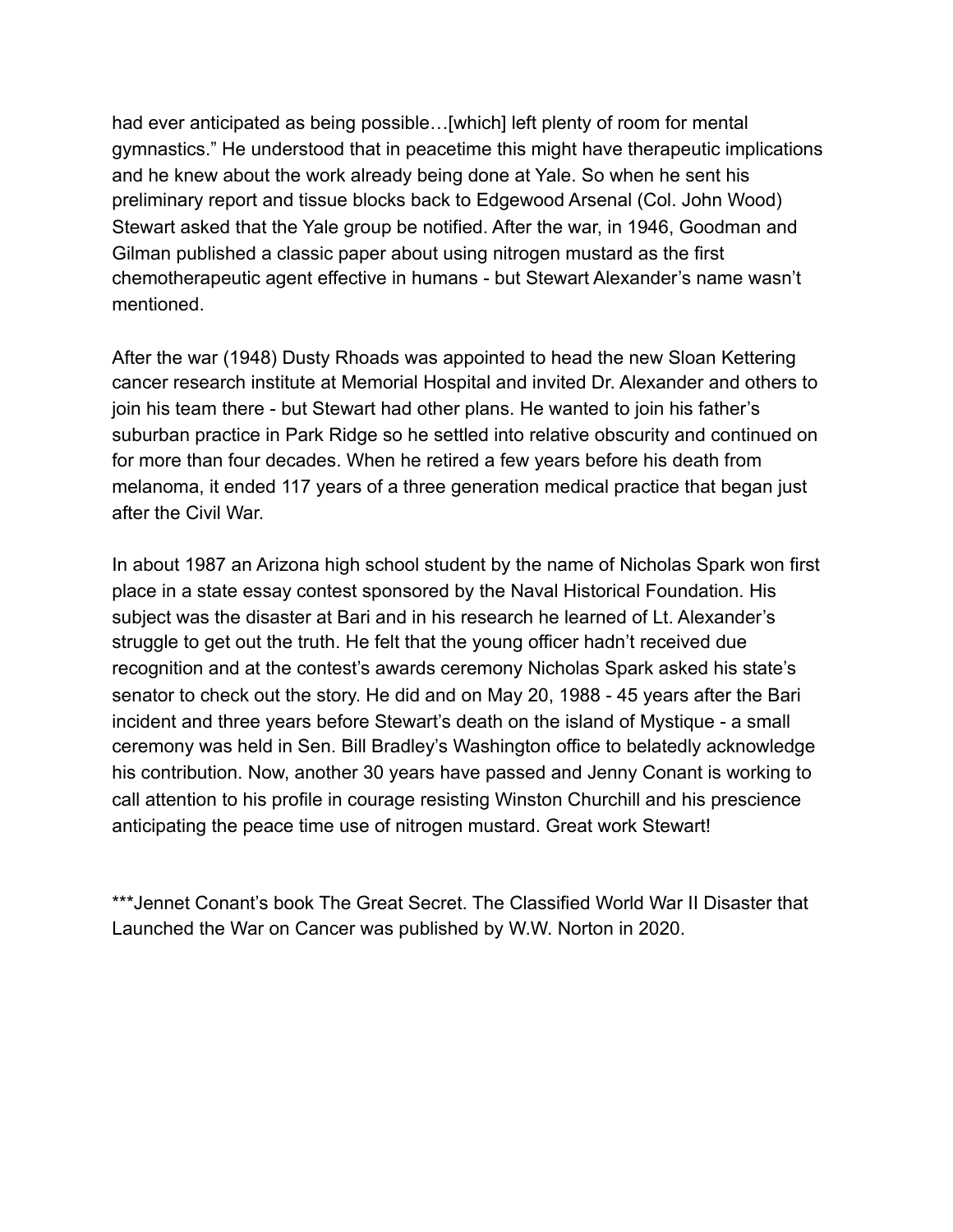had ever anticipated as being possible…[which] left plenty of room for mental gymnastics." He understood that in peacetime this might have therapeutic implications and he knew about the work already being done at Yale. So when he sent his preliminary report and tissue blocks back to Edgewood Arsenal (Col. John Wood) Stewart asked that the Yale group be notified. After the war, in 1946, Goodman and Gilman published a classic paper about using nitrogen mustard as the first chemotherapeutic agent effective in humans - but Stewart Alexander's name wasn't mentioned.

After the war (1948) Dusty Rhoads was appointed to head the new Sloan Kettering cancer research institute at Memorial Hospital and invited Dr. Alexander and others to join his team there - but Stewart had other plans. He wanted to join his father's suburban practice in Park Ridge so he settled into relative obscurity and continued on for more than four decades. When he retired a few years before his death from melanoma, it ended 117 years of a three generation medical practice that began just after the Civil War.

In about 1987 an Arizona high school student by the name of Nicholas Spark won first place in a state essay contest sponsored by the Naval Historical Foundation. His subject was the disaster at Bari and in his research he learned of Lt. Alexander's struggle to get out the truth. He felt that the young officer hadn't received due recognition and at the contest's awards ceremony Nicholas Spark asked his state's senator to check out the story. He did and on May 20, 1988 - 45 years after the Bari incident and three years before Stewart's death on the island of Mystique - a small ceremony was held in Sen. Bill Bradley's Washington office to belatedly acknowledge his contribution. Now, another 30 years have passed and Jenny Conant is working to call attention to his profile in courage resisting Winston Churchill and his prescience anticipating the peace time use of nitrogen mustard. Great work Stewart!

***Jennet Conant's book The Great Secret. The Classified World War II Disaster that Launched the War on Cancer was published by W.W. Norton in 2020.